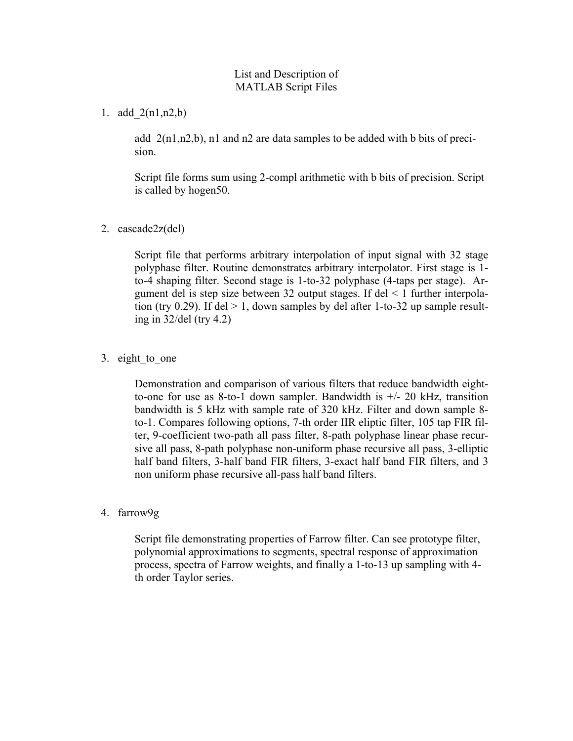# List and Description of MATLAB Script Files

1. add_2(n1,n2,b)

   add_2(n1,n2,b), n1 and n2 are data samples to be added with b bits of precision.

   Script file forms sum using 2-compl arithmetic with b bits of precision. Script is called by hogen50.

2. cascade2z(del)

   Script file that performs arbitrary interpolation of input signal with 32 stage polyphase filter. Routine demonstrates arbitrary interpolator. First stage is 1-to-4 shaping filter. Second stage is 1-to-32 polyphase (4-taps per stage). Argument del is step size between 32 output stages. If del < 1 further interpolation (try 0.29). If del > 1, down samples by del after 1-to-32 up sample resulting in 32/del (try 4.2)

3. eight_to_one

   Demonstration and comparison of various filters that reduce bandwidth eight-to-one for use as 8-to-1 down sampler. Bandwidth is +/- 20 kHz, transition bandwidth is 5 kHz with sample rate of 320 kHz. Filter and down sample 8-to-1. Compares following options, 7-th order IIR eliptic filter, 105 tap FIR filter, 9-coefficient two-path all pass filter, 8-path polyphase linear phase recursive all pass, 8-path polyphase non-uniform phase recursive all pass, 3-elliptic half band filters, 3-half band FIR filters, 3-exact half band FIR filters, and 3 non uniform phase recursive all-pass half band filters.

4. farrow9g

   Script file demonstrating properties of Farrow filter. Can see prototype filter, polynomial approximations to segments, spectral response of approximation process, spectra of Farrow weights, and finally a 1-to-13 up sampling with 4-th order Taylor series.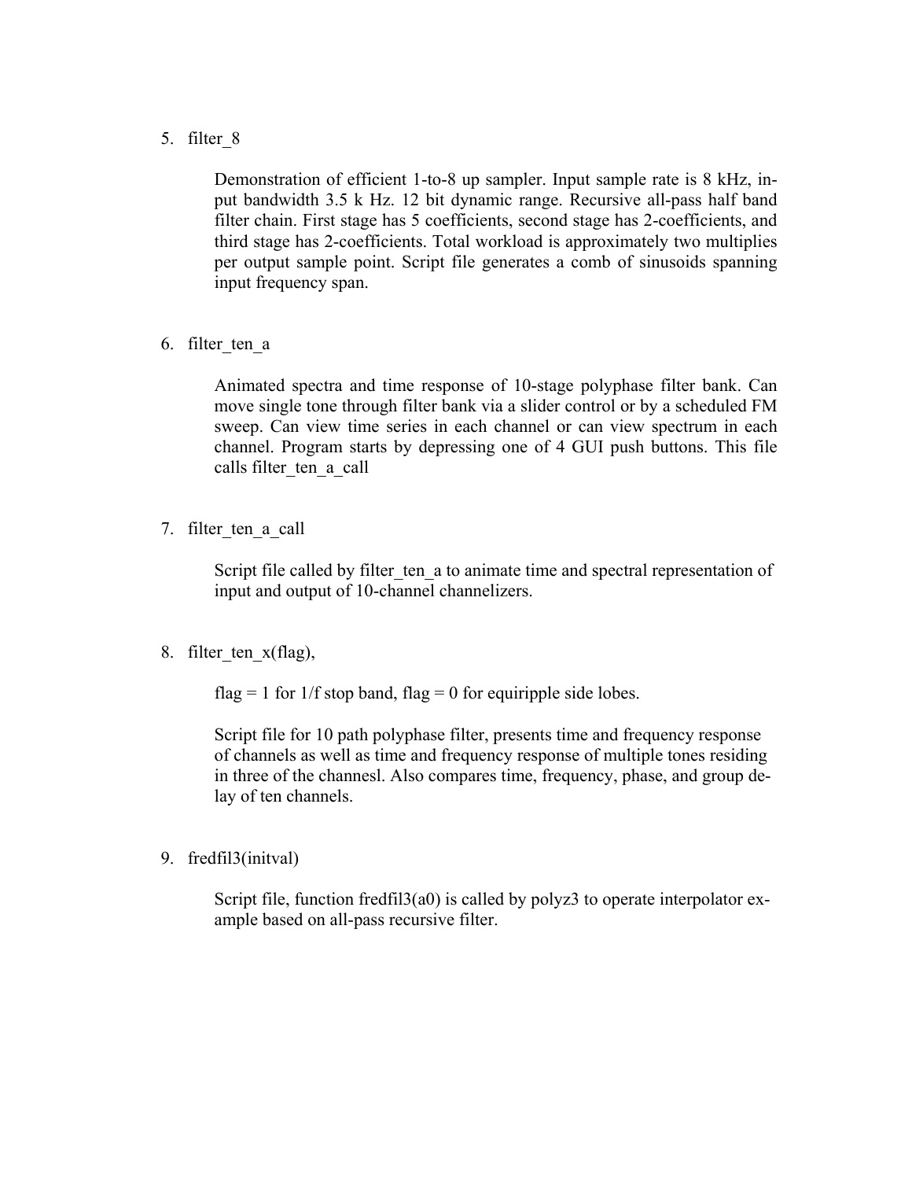5. filter_8

   Demonstration of efficient 1-to-8 up sampler. Input sample rate is 8 kHz, input bandwidth 3.5 k Hz. 12 bit dynamic range. Recursive all-pass half band filter chain. First stage has 5 coefficients, second stage has 2-coefficients, and third stage has 2-coefficients. Total workload is approximately two multiplies per output sample point. Script file generates a comb of sinusoids spanning input frequency span.

6. filter_ten_a

   Animated spectra and time response of 10-stage polyphase filter bank. Can move single tone through filter bank via a slider control or by a scheduled FM sweep. Can view time series in each channel or can view spectrum in each channel. Program starts by depressing one of 4 GUI push buttons. This file calls filter_ten_a_call

7. filter_ten_a_call

   Script file called by filter_ten_a to animate time and spectral representation of input and output of 10-channel channelizers.

8. filter_ten_x(flag),

   flag = 1 for 1/f stop band, flag = 0 for equiripple side lobes.

   Script file for 10 path polyphase filter, presents time and frequency response of channels as well as time and frequency response of multiple tones residing in three of the channesl. Also compares time, frequency, phase, and group delay of ten channels.

9. fredfil3(initval)

   Script file, function fredfil3(a0) is called by polyz3 to operate interpolator example based on all-pass recursive filter.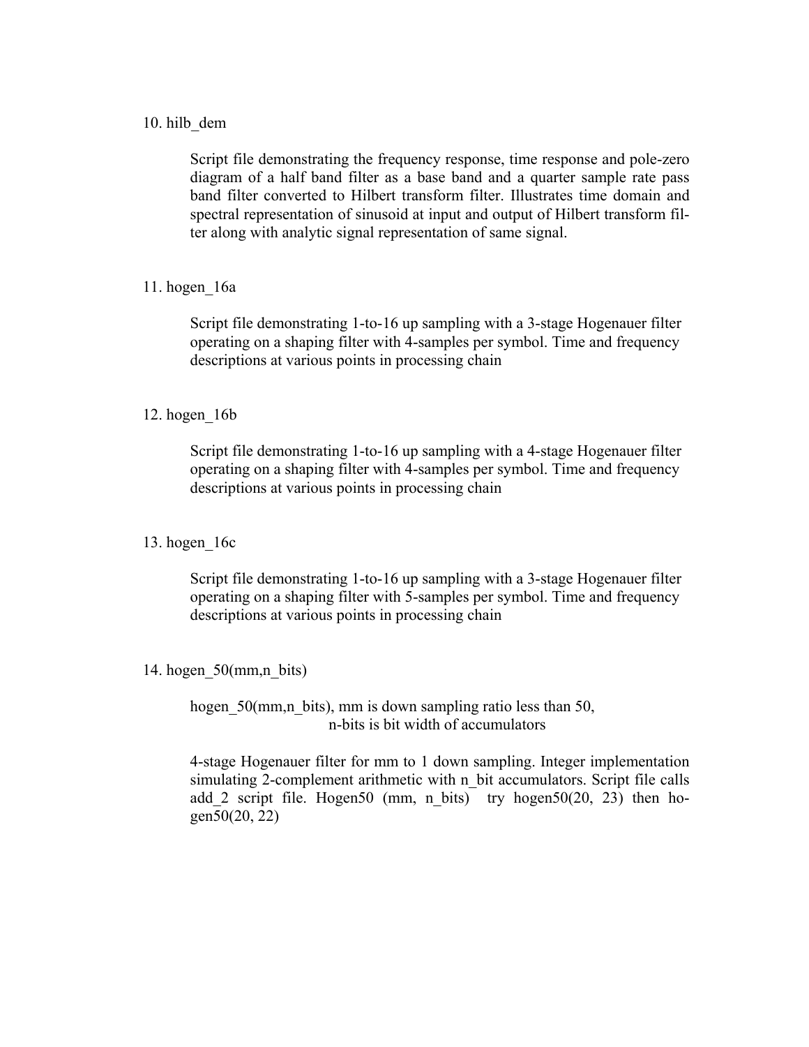10. hilb_dem

    Script file demonstrating the frequency response, time response and pole-zero diagram of a half band filter as a base band and a quarter sample rate pass band filter converted to Hilbert transform filter. Illustrates time domain and spectral representation of sinusoid at input and output of Hilbert transform filter along with analytic signal representation of same signal.

11. hogen_16a

    Script file demonstrating 1-to-16 up sampling with a 3-stage Hogenauer filter operating on a shaping filter with 4-samples per symbol. Time and frequency descriptions at various points in processing chain

12. hogen_16b

    Script file demonstrating 1-to-16 up sampling with a 4-stage Hogenauer filter operating on a shaping filter with 4-samples per symbol. Time and frequency descriptions at various points in processing chain

13. hogen_16c

    Script file demonstrating 1-to-16 up sampling with a 3-stage Hogenauer filter operating on a shaping filter with 5-samples per symbol. Time and frequency descriptions at various points in processing chain

14. hogen_50(mm,n_bits)

    hogen_50(mm,n_bits), mm is down sampling ratio less than 50,
    n-bits is bit width of accumulators

    4-stage Hogenauer filter for mm to 1 down sampling. Integer implementation simulating 2-complement arithmetic with n_bit accumulators. Script file calls add_2 script file. Hogen50 (mm, n_bits) try hogen50(20, 23) then hogen50(20, 22)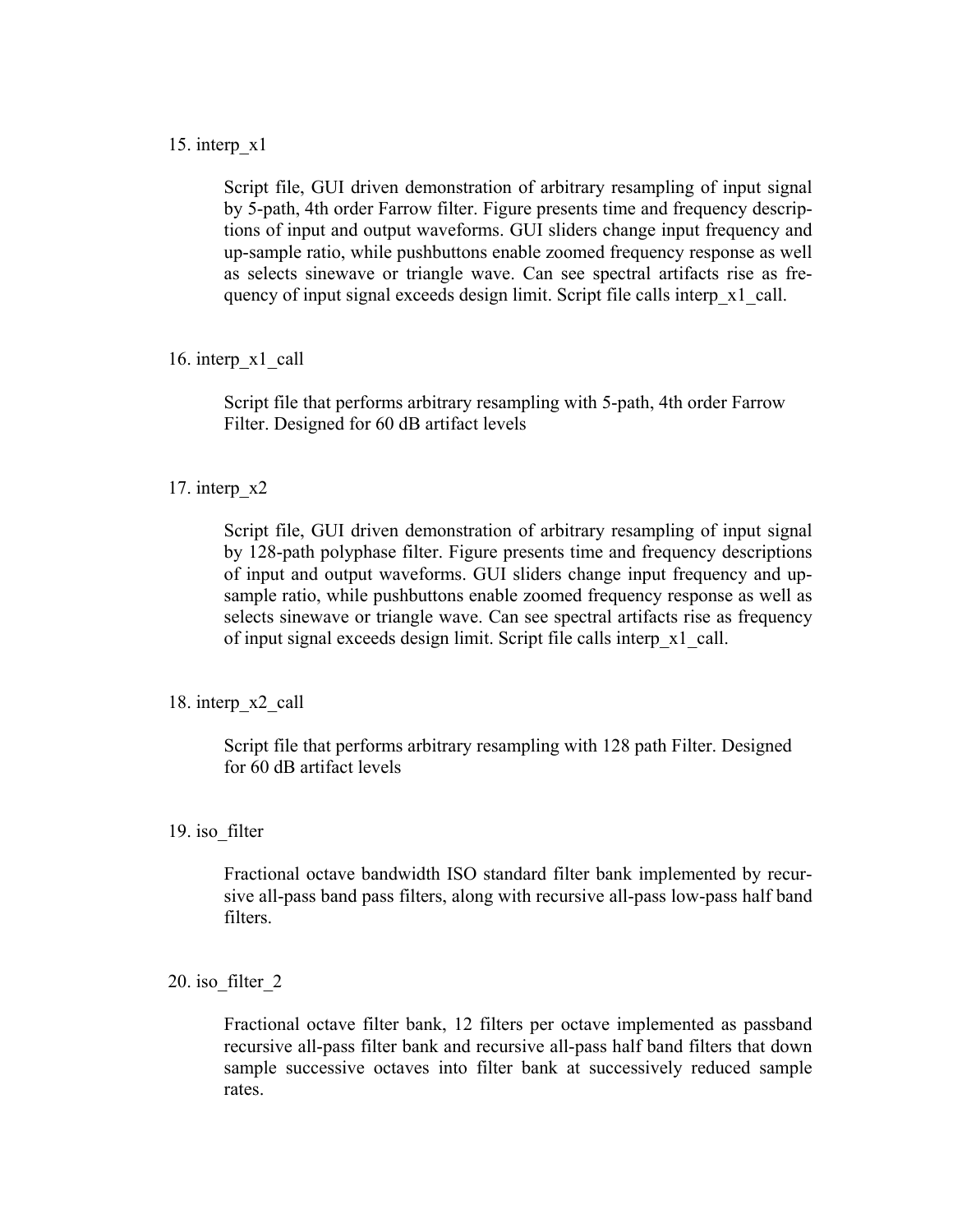15. interp_x1

    Script file, GUI driven demonstration of arbitrary resampling of input signal by 5-path, 4th order Farrow filter. Figure presents time and frequency descriptions of input and output waveforms. GUI sliders change input frequency and up-sample ratio, while pushbuttons enable zoomed frequency response as well as selects sinewave or triangle wave. Can see spectral artifacts rise as frequency of input signal exceeds design limit. Script file calls interp_x1_call.

16. interp_x1_call

    Script file that performs arbitrary resampling with 5-path, 4th order Farrow Filter. Designed for 60 dB artifact levels

17. interp_x2

    Script file, GUI driven demonstration of arbitrary resampling of input signal by 128-path polyphase filter. Figure presents time and frequency descriptions of input and output waveforms. GUI sliders change input frequency and up-sample ratio, while pushbuttons enable zoomed frequency response as well as selects sinewave or triangle wave. Can see spectral artifacts rise as frequency of input signal exceeds design limit. Script file calls interp_x1_call.

18. interp_x2_call

    Script file that performs arbitrary resampling with 128 path Filter. Designed for 60 dB artifact levels

19. iso_filter

    Fractional octave bandwidth ISO standard filter bank implemented by recursive all-pass band pass filters, along with recursive all-pass low-pass half band filters.

20. iso_filter_2

    Fractional octave filter bank, 12 filters per octave implemented as passband recursive all-pass filter bank and recursive all-pass half band filters that down sample successive octaves into filter bank at successively reduced sample rates.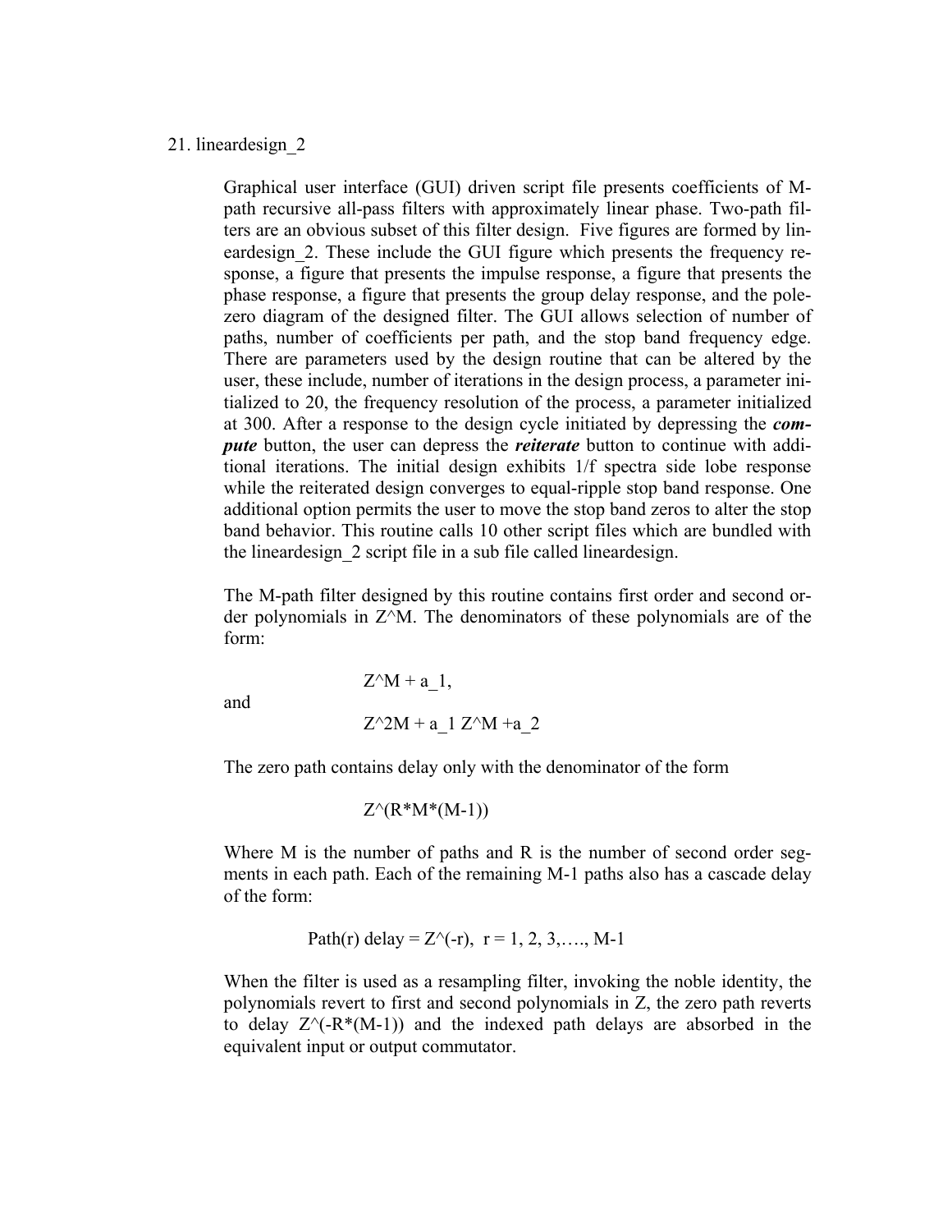21. lineardesign_2

Graphical user interface (GUI) driven script file presents coefficients of M-path recursive all-pass filters with approximately linear phase. Two-path filters are an obvious subset of this filter design. Five figures are formed by lineardesign_2. These include the GUI figure which presents the frequency response, a figure that presents the impulse response, a figure that presents the phase response, a figure that presents the group delay response, and the pole-zero diagram of the designed filter. The GUI allows selection of number of paths, number of coefficients per path, and the stop band frequency edge. There are parameters used by the design routine that can be altered by the user, these include, number of iterations in the design process, a parameter initialized to 20, the frequency resolution of the process, a parameter initialized at 300. After a response to the design cycle initiated by depressing the ***compute*** button, the user can depress the ***reiterate*** button to continue with additional iterations. The initial design exhibits 1/f spectra side lobe response while the reiterated design converges to equal-ripple stop band response. One additional option permits the user to move the stop band zeros to alter the stop band behavior. This routine calls 10 other script files which are bundled with the lineardesign_2 script file in a sub file called lineardesign.

The M-path filter designed by this routine contains first order and second order polynomials in Z^M. The denominators of these polynomials are of the form:

$$Z^M + a_1,$$

and

$$Z^{2M} + a_1 Z^M + a_2$$

The zero path contains delay only with the denominator of the form

$$Z^{(R*M*(M-1))}$$

Where M is the number of paths and R is the number of second order segments in each path. Each of the remaining M-1 paths also has a cascade delay of the form:

$$\text{Path}(r) \text{ delay} = Z^{(-r)}, \quad r = 1, 2, 3, \ldots, M-1$$

When the filter is used as a resampling filter, invoking the noble identity, the polynomials revert to first and second polynomials in Z, the zero path reverts to delay $Z^{(-R*(M-1))}$ and the indexed path delays are absorbed in the equivalent input or output commutator.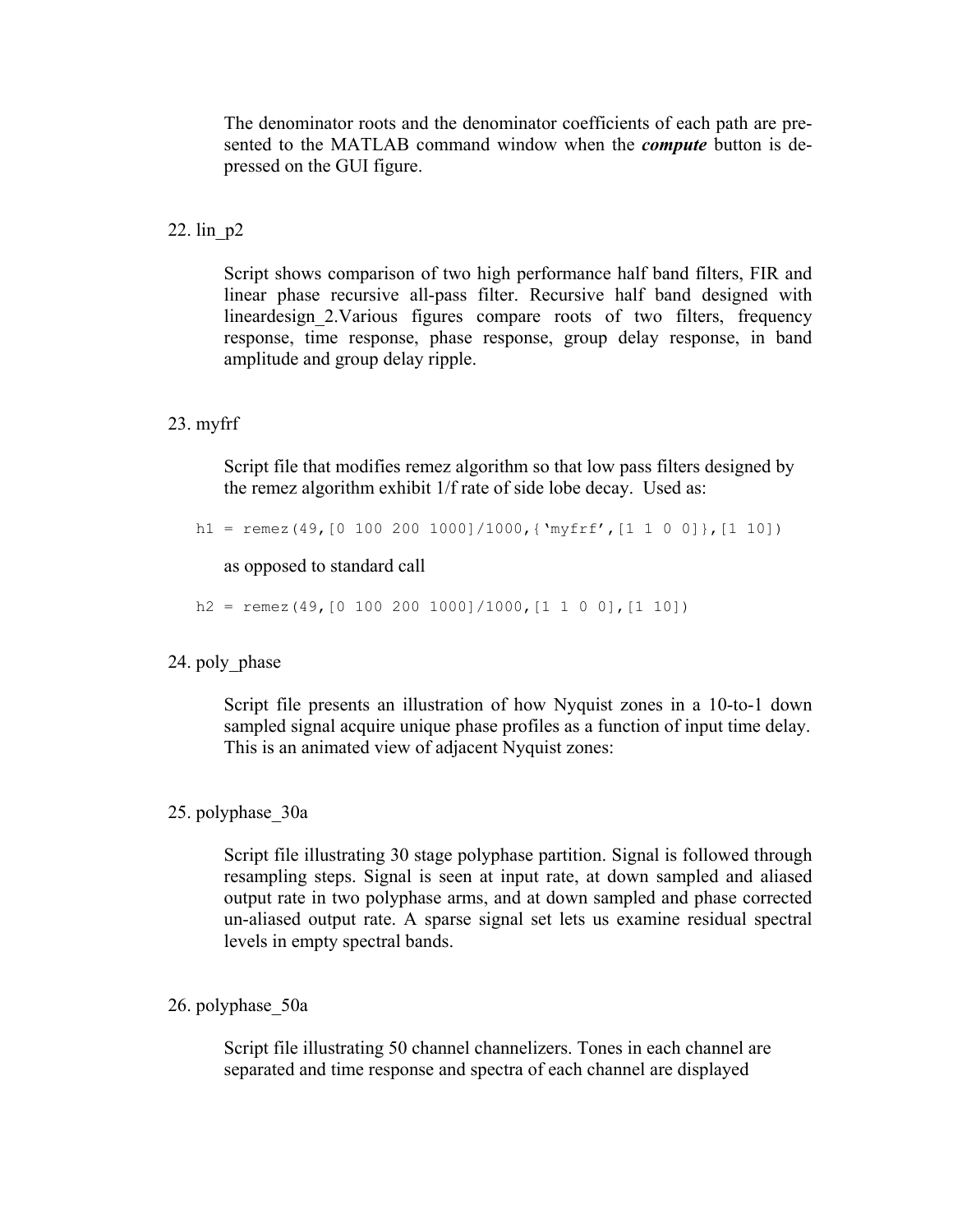The denominator roots and the denominator coefficients of each path are presented to the MATLAB command window when the ***compute*** button is depressed on the GUI figure.

22. lin_p2

    Script shows comparison of two high performance half band filters, FIR and linear phase recursive all-pass filter. Recursive half band designed with lineardesign_2.Various figures compare roots of two filters, frequency response, time response, phase response, group delay response, in band amplitude and group delay ripple.

23. myfrf

    Script file that modifies remez algorithm so that low pass filters designed by the remez algorithm exhibit 1/f rate of side lobe decay. Used as:

```
h1 = remez(49,[0 100 200 1000]/1000,{'myfrf',[1 1 0 0]},[1 10])
```

    as opposed to standard call

```
h2 = remez(49,[0 100 200 1000]/1000,[1 1 0 0],[1 10])
```

24. poly_phase

    Script file presents an illustration of how Nyquist zones in a 10-to-1 down sampled signal acquire unique phase profiles as a function of input time delay. This is an animated view of adjacent Nyquist zones:

25. polyphase_30a

    Script file illustrating 30 stage polyphase partition. Signal is followed through resampling steps. Signal is seen at input rate, at down sampled and aliased output rate in two polyphase arms, and at down sampled and phase corrected un-aliased output rate. A sparse signal set lets us examine residual spectral levels in empty spectral bands.

26. polyphase_50a

    Script file illustrating 50 channel channelizers. Tones in each channel are separated and time response and spectra of each channel are displayed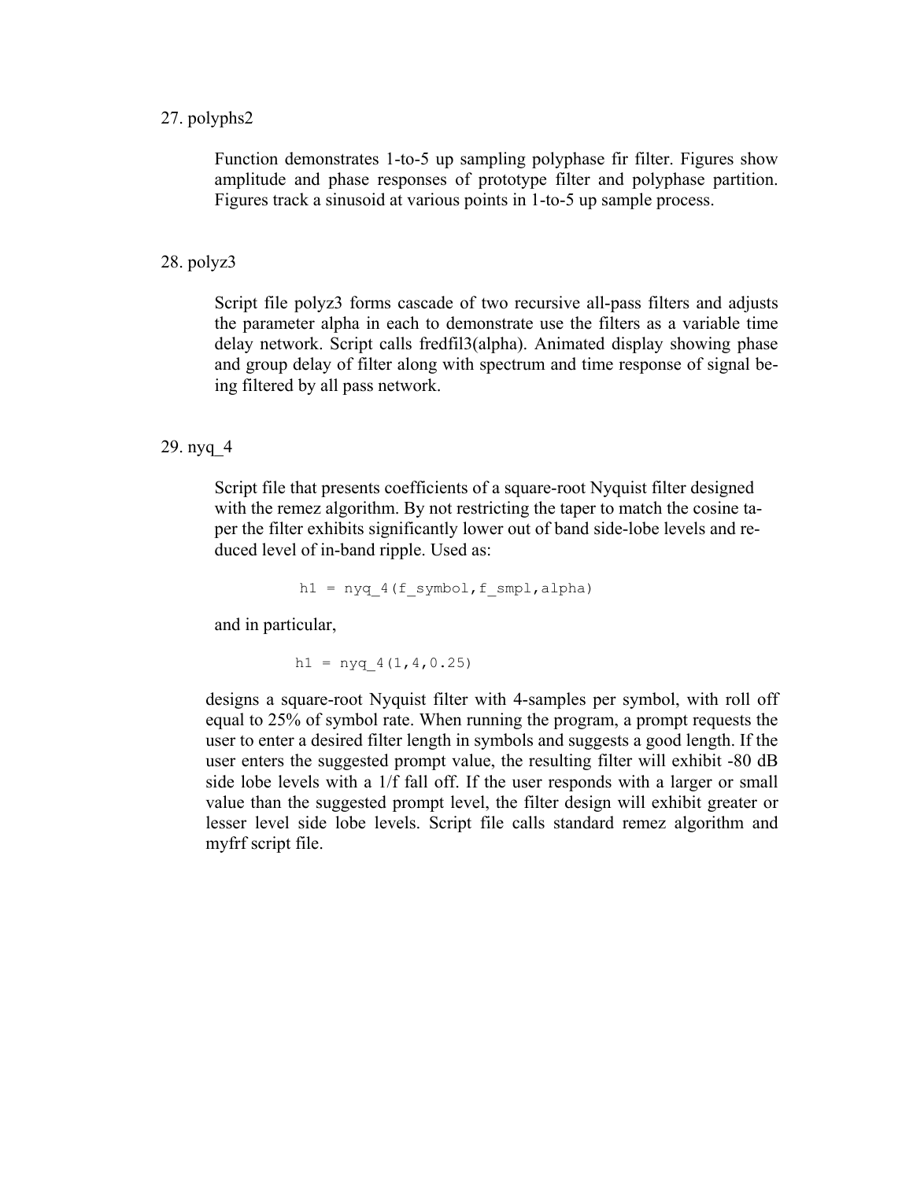27. polyphs2

Function demonstrates 1-to-5 up sampling polyphase fir filter. Figures show amplitude and phase responses of prototype filter and polyphase partition. Figures track a sinusoid at various points in 1-to-5 up sample process.

28. polyz3

Script file polyz3 forms cascade of two recursive all-pass filters and adjusts the parameter alpha in each to demonstrate use the filters as a variable time delay network. Script calls fredfil3(alpha). Animated display showing phase and group delay of filter along with spectrum and time response of signal being filtered by all pass network.

29. nyq_4

Script file that presents coefficients of a square-root Nyquist filter designed with the remez algorithm. By not restricting the taper to match the cosine taper the filter exhibits significantly lower out of band side-lobe levels and reduced level of in-band ripple. Used as:

```
h1 = nyq_4(f_symbol,f_smpl,alpha)
```

and in particular,

```
h1 = nyq_4(1,4,0.25)
```

designs a square-root Nyquist filter with 4-samples per symbol, with roll off equal to 25% of symbol rate. When running the program, a prompt requests the user to enter a desired filter length in symbols and suggests a good length. If the user enters the suggested prompt value, the resulting filter will exhibit -80 dB side lobe levels with a 1/f fall off. If the user responds with a larger or small value than the suggested prompt level, the filter design will exhibit greater or lesser level side lobe levels. Script file calls standard remez algorithm and myfrf script file.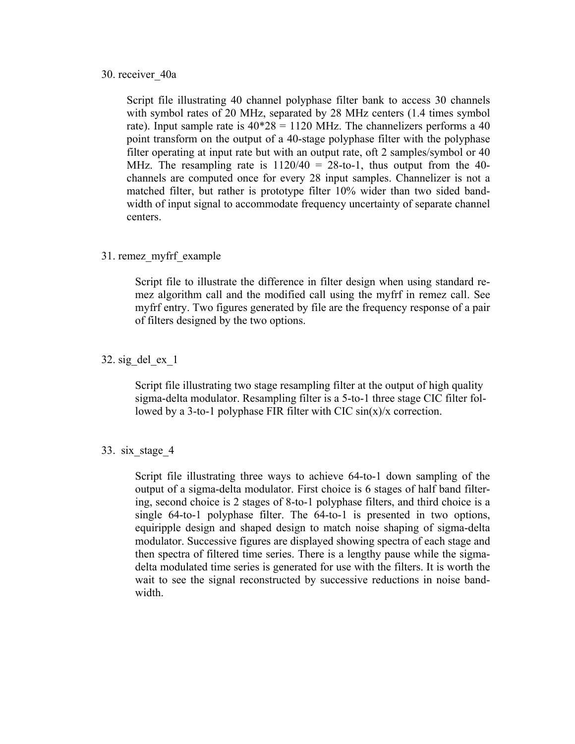30. receiver_40a

Script file illustrating 40 channel polyphase filter bank to access 30 channels with symbol rates of 20 MHz, separated by 28 MHz centers (1.4 times symbol rate). Input sample rate is 40*28 = 1120 MHz. The channelizers performs a 40 point transform on the output of a 40-stage polyphase filter with the polyphase filter operating at input rate but with an output rate, oft 2 samples/symbol or 40 MHz. The resampling rate is 1120/40 = 28-to-1, thus output from the 40-channels are computed once for every 28 input samples. Channelizer is not a matched filter, but rather is prototype filter 10% wider than two sided band-width of input signal to accommodate frequency uncertainty of separate channel centers.

31. remez_myfrf_example

Script file to illustrate the difference in filter design when using standard remez algorithm call and the modified call using the myfrf in remez call. See myfrf entry. Two figures generated by file are the frequency response of a pair of filters designed by the two options.

32. sig_del_ex_1

Script file illustrating two stage resampling filter at the output of high quality sigma-delta modulator. Resampling filter is a 5-to-1 three stage CIC filter followed by a 3-to-1 polyphase FIR filter with CIC sin(x)/x correction.

33. six_stage_4

Script file illustrating three ways to achieve 64-to-1 down sampling of the output of a sigma-delta modulator. First choice is 6 stages of half band filtering, second choice is 2 stages of 8-to-1 polyphase filters, and third choice is a single 64-to-1 polyphase filter. The 64-to-1 is presented in two options, equiripple design and shaped design to match noise shaping of sigma-delta modulator. Successive figures are displayed showing spectra of each stage and then spectra of filtered time series. There is a lengthy pause while the sigma-delta modulated time series is generated for use with the filters. It is worth the wait to see the signal reconstructed by successive reductions in noise bandwidth.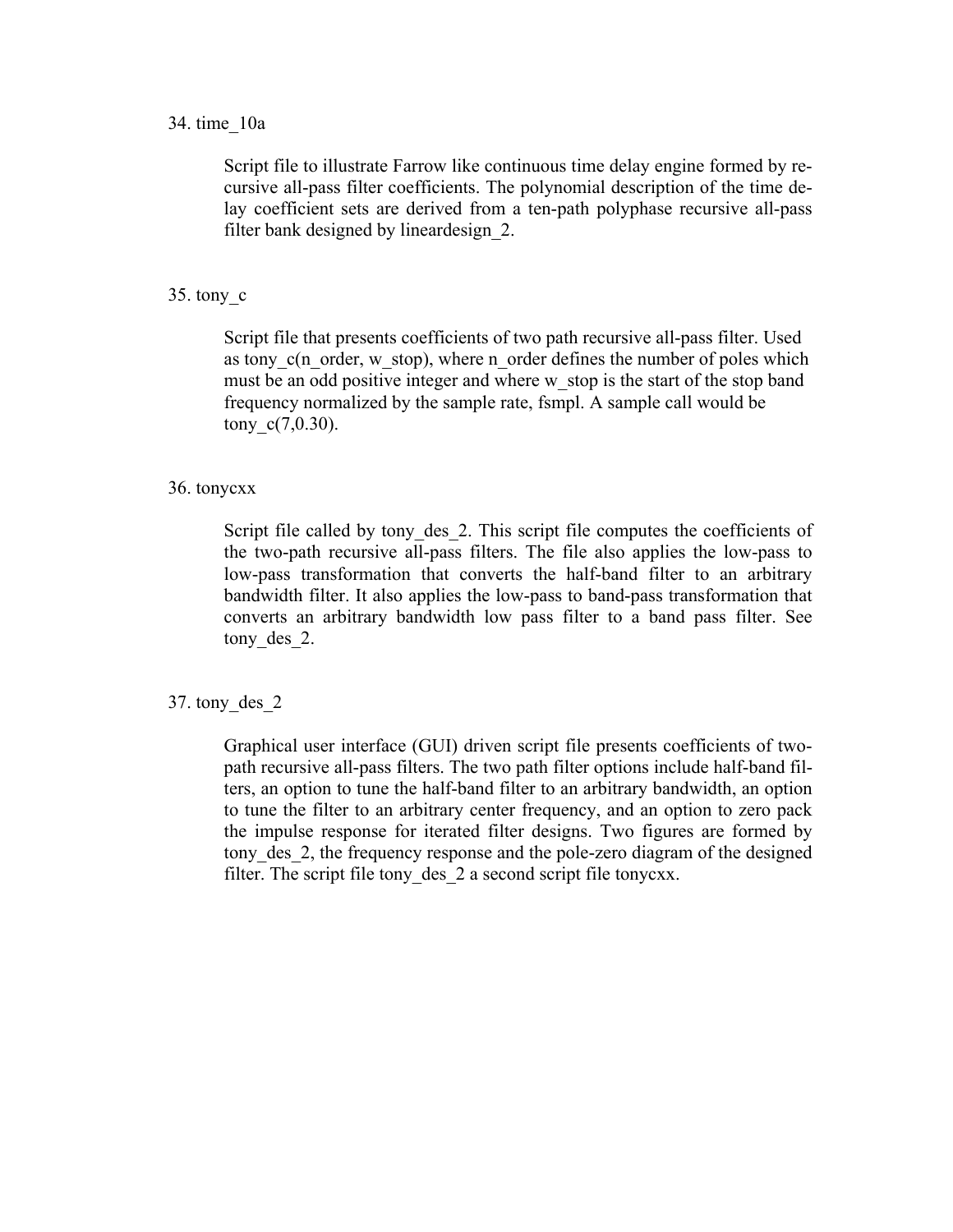34. time_10a

Script file to illustrate Farrow like continuous time delay engine formed by recursive all-pass filter coefficients. The polynomial description of the time delay coefficient sets are derived from a ten-path polyphase recursive all-pass filter bank designed by lineardesign_2.

35. tony_c

Script file that presents coefficients of two path recursive all-pass filter. Used as tony_c(n_order, w_stop), where n_order defines the number of poles which must be an odd positive integer and where w_stop is the start of the stop band frequency normalized by the sample rate, fsmpl. A sample call would be tony_c(7,0.30).

36. tonycxx

Script file called by tony_des_2. This script file computes the coefficients of the two-path recursive all-pass filters. The file also applies the low-pass to low-pass transformation that converts the half-band filter to an arbitrary bandwidth filter. It also applies the low-pass to band-pass transformation that converts an arbitrary bandwidth low pass filter to a band pass filter. See tony_des_2.

37. tony_des_2

Graphical user interface (GUI) driven script file presents coefficients of two-path recursive all-pass filters. The two path filter options include half-band filters, an option to tune the half-band filter to an arbitrary bandwidth, an option to tune the filter to an arbitrary center frequency, and an option to zero pack the impulse response for iterated filter designs. Two figures are formed by tony_des_2, the frequency response and the pole-zero diagram of the designed filter. The script file tony_des_2 a second script file tonycxx.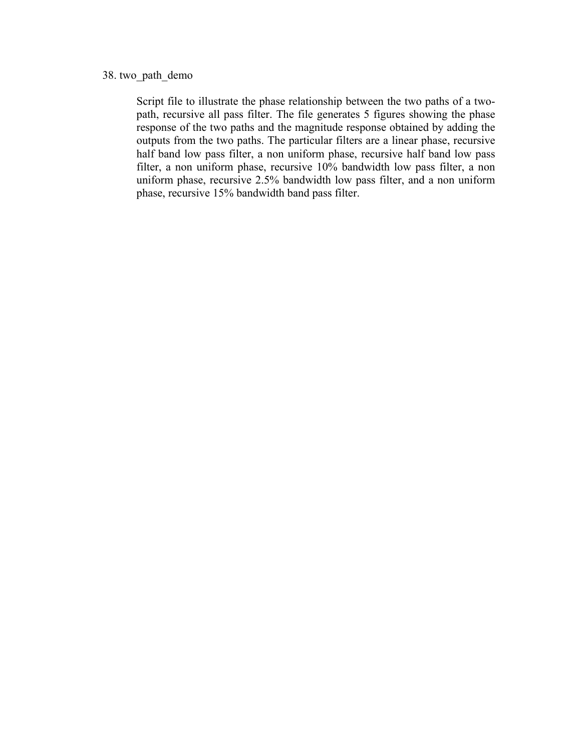38. two_path_demo

Script file to illustrate the phase relationship between the two paths of a two-path, recursive all pass filter. The file generates 5 figures showing the phase response of the two paths and the magnitude response obtained by adding the outputs from the two paths. The particular filters are a linear phase, recursive half band low pass filter, a non uniform phase, recursive half band low pass filter, a non uniform phase, recursive 10% bandwidth low pass filter, a non uniform phase, recursive 2.5% bandwidth low pass filter, and a non uniform phase, recursive 15% bandwidth band pass filter.